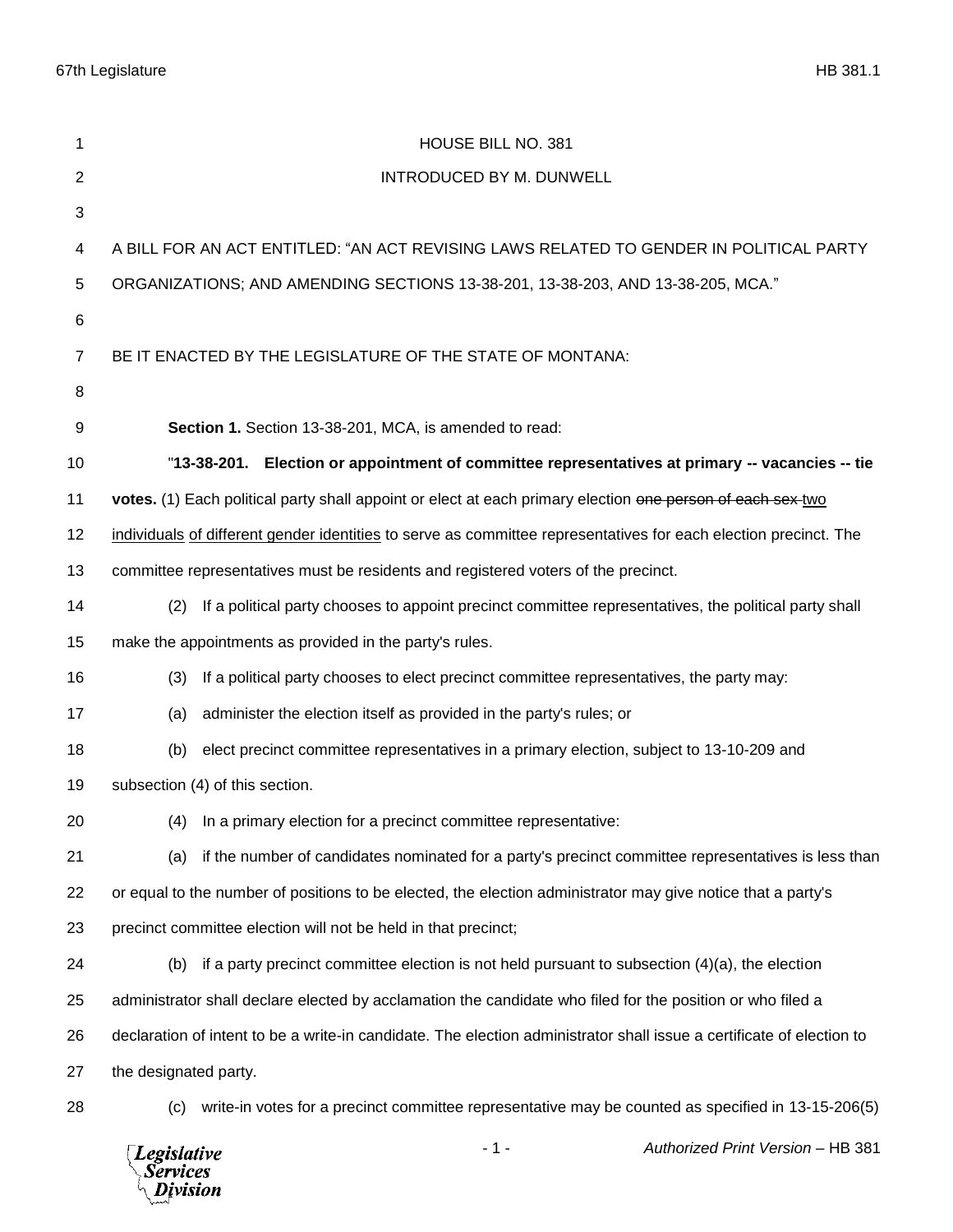HOUSE BILL NO. 381

INTRODUCED BY M. DUNWELL

A BILL FOR AN ACT ENTITLED: "AN ACT REVISING LAWS RELATED TO GENDER IN POLITICAL PARTY ORGANIZATIONS; AND AMENDING SECTIONS 13-38-201, 13-38-203, AND 13-38-205, MCA."

BE IT ENACTED BY THE LEGISLATURE OF THE STATE OF MONTANA:

**Section 1.** Section 13-38-201, MCA, is amended to read:

"**13-38-201. Election or appointment of committee representatives at primary -- vacancies -- tie votes.** (1) Each political party shall appoint or elect at each primary election ~~one person of each sex~~ <u>two individuals of different gender identities</u> to serve as committee representatives for each election precinct. The committee representatives must be residents and registered voters of the precinct.

(2) If a political party chooses to appoint precinct committee representatives, the political party shall make the appointments as provided in the party's rules.

(3) If a political party chooses to elect precinct committee representatives, the party may:

(a) administer the election itself as provided in the party's rules; or

(b) elect precinct committee representatives in a primary election, subject to 13-10-209 and subsection (4) of this section.

(4) In a primary election for a precinct committee representative:

(a) if the number of candidates nominated for a party's precinct committee representatives is less than or equal to the number of positions to be elected, the election administrator may give notice that a party's precinct committee election will not be held in that precinct;

(b) if a party precinct committee election is not held pursuant to subsection (4)(a), the election administrator shall declare elected by acclamation the candidate who filed for the position or who filed a declaration of intent to be a write-in candidate. The election administrator shall issue a certificate of election to the designated party.

(c) write-in votes for a precinct committee representative may be counted as specified in 13-15-206(5)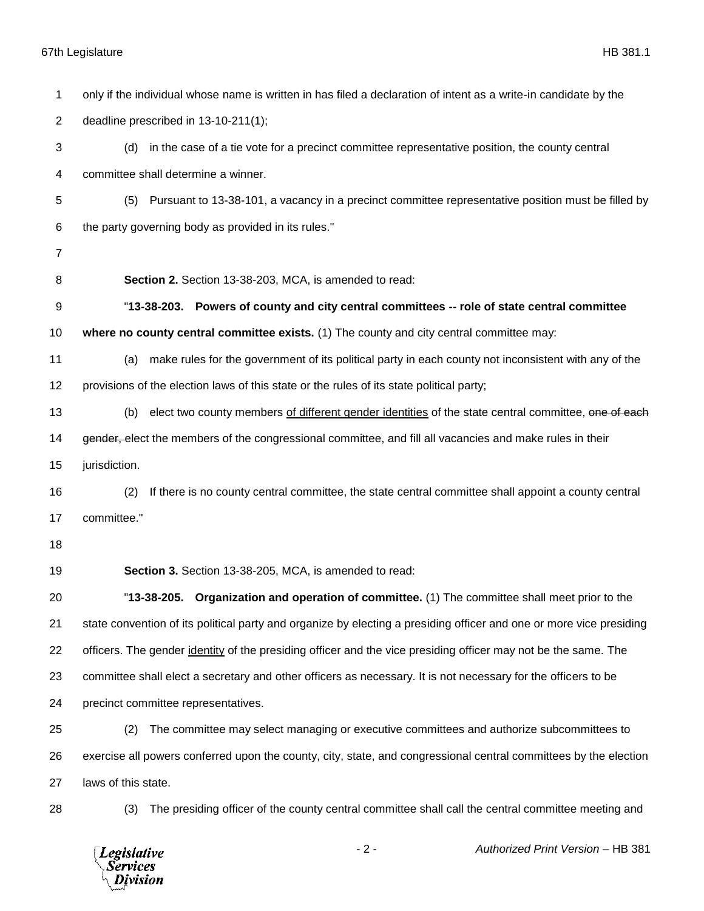only if the individual whose name is written in has filed a declaration of intent as a write-in candidate by the deadline prescribed in 13-10-211(1);

(d) in the case of a tie vote for a precinct committee representative position, the county central committee shall determine a winner.

(5) Pursuant to 13-38-101, a vacancy in a precinct committee representative position must be filled by the party governing body as provided in its rules."

**Section 2.** Section 13-38-203, MCA, is amended to read:

"**13-38-203. Powers of county and city central committees -- role of state central committee where no county central committee exists.** (1) The county and city central committee may:

(a) make rules for the government of its political party in each county not inconsistent with any of the provisions of the election laws of this state or the rules of its state political party;

(b) elect two county members <u>of different gender identities</u> of the state central committee, ~~one of each gender,~~ elect the members of the congressional committee, and fill all vacancies and make rules in their jurisdiction.

(2) If there is no county central committee, the state central committee shall appoint a county central committee."

**Section 3.** Section 13-38-205, MCA, is amended to read:

"**13-38-205. Organization and operation of committee.** (1) The committee shall meet prior to the state convention of its political party and organize by electing a presiding officer and one or more vice presiding officers. The gender <u>identity</u> of the presiding officer and the vice presiding officer may not be the same. The committee shall elect a secretary and other officers as necessary. It is not necessary for the officers to be precinct committee representatives.

(2) The committee may select managing or executive committees and authorize subcommittees to exercise all powers conferred upon the county, city, state, and congressional central committees by the election laws of this state.

(3) The presiding officer of the county central committee shall call the central committee meeting and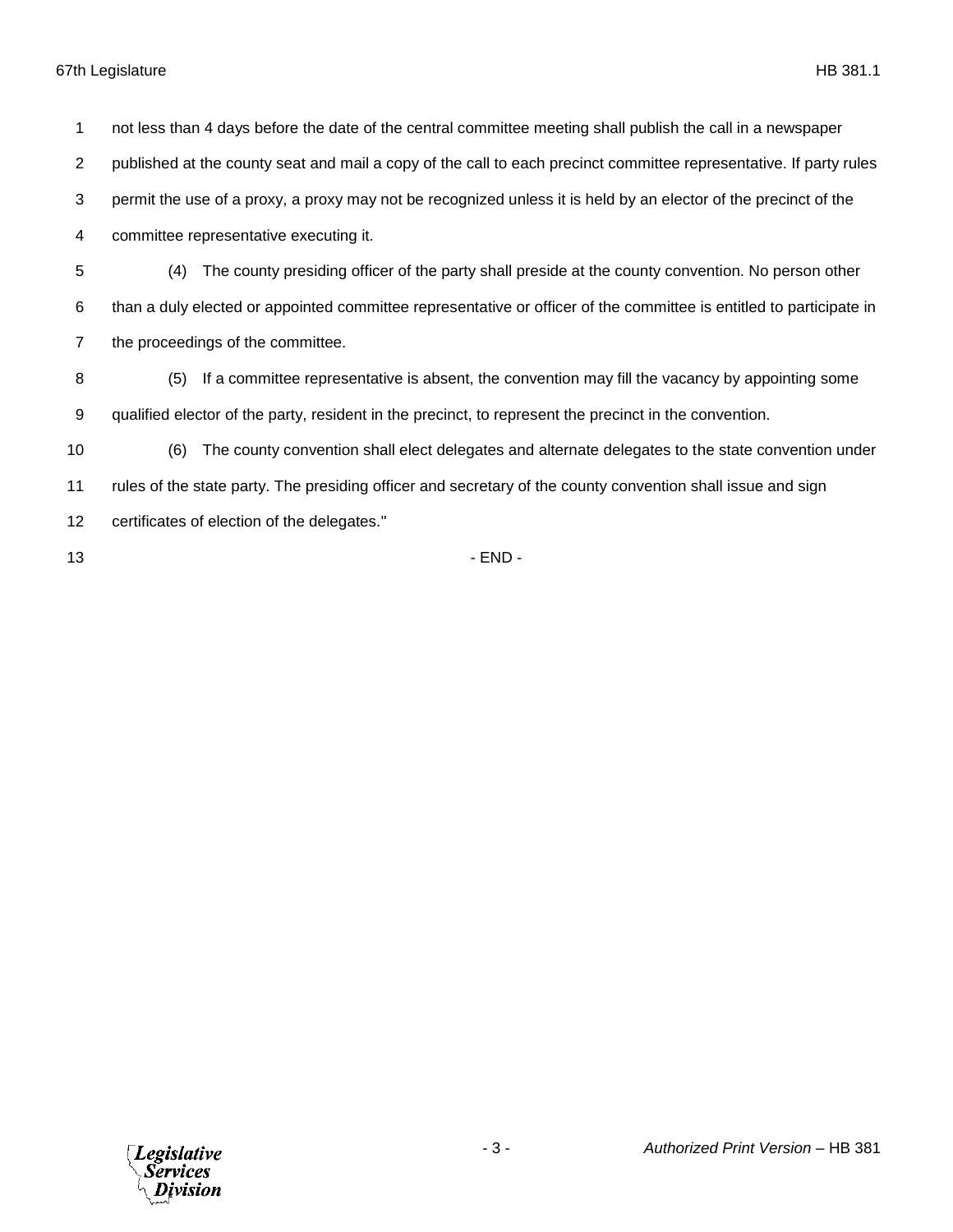not less than 4 days before the date of the central committee meeting shall publish the call in a newspaper published at the county seat and mail a copy of the call to each precinct committee representative. If party rules permit the use of a proxy, a proxy may not be recognized unless it is held by an elector of the precinct of the committee representative executing it.

(4) The county presiding officer of the party shall preside at the county convention. No person other than a duly elected or appointed committee representative or officer of the committee is entitled to participate in the proceedings of the committee.

(5) If a committee representative is absent, the convention may fill the vacancy by appointing some qualified elector of the party, resident in the precinct, to represent the precinct in the convention.

(6) The county convention shall elect delegates and alternate delegates to the state convention under rules of the state party. The presiding officer and secretary of the county convention shall issue and sign certificates of election of the delegates."

- END -